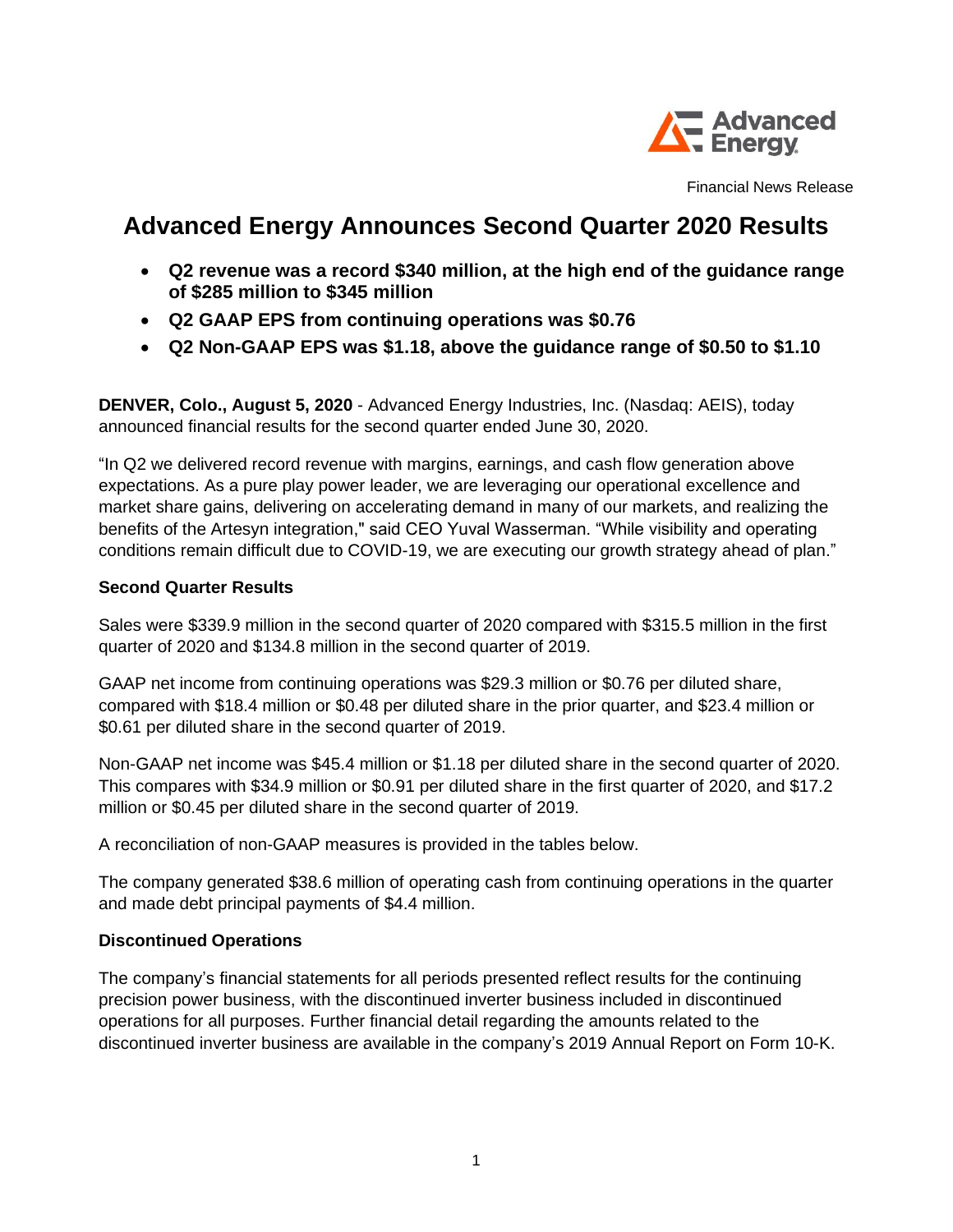Advanced Energy

Financial News Release

# Advanced Energy Announces Second Quarter 2020 Results

- **Q2 revenue was a record $340 million, at the high end of the guidance range of $285 million to $345 million**
- **Q2 GAAP EPS from continuing operations was $0.76**
- **Q2 Non-GAAP EPS was $1.18, above the guidance range of $0.50 to $1.10**

**DENVER, Colo., August 5, 2020** - Advanced Energy Industries, Inc. (Nasdaq: AEIS), today announced financial results for the second quarter ended June 30, 2020.

"In Q2 we delivered record revenue with margins, earnings, and cash flow generation above expectations. As a pure play power leader, we are leveraging our operational excellence and market share gains, delivering on accelerating demand in many of our markets, and realizing the benefits of the Artesyn integration," said CEO Yuval Wasserman. "While visibility and operating conditions remain difficult due to COVID-19, we are executing our growth strategy ahead of plan."

### Second Quarter Results

Sales were $339.9 million in the second quarter of 2020 compared with $315.5 million in the first quarter of 2020 and $134.8 million in the second quarter of 2019.

GAAP net income from continuing operations was $29.3 million or $0.76 per diluted share, compared with $18.4 million or $0.48 per diluted share in the prior quarter, and $23.4 million or $0.61 per diluted share in the second quarter of 2019.

Non-GAAP net income was $45.4 million or $1.18 per diluted share in the second quarter of 2020. This compares with $34.9 million or $0.91 per diluted share in the first quarter of 2020, and $17.2 million or $0.45 per diluted share in the second quarter of 2019.

A reconciliation of non-GAAP measures is provided in the tables below.

The company generated $38.6 million of operating cash from continuing operations in the quarter and made debt principal payments of $4.4 million.

### Discontinued Operations

The company's financial statements for all periods presented reflect results for the continuing precision power business, with the discontinued inverter business included in discontinued operations for all purposes. Further financial detail regarding the amounts related to the discontinued inverter business are available in the company's 2019 Annual Report on Form 10-K.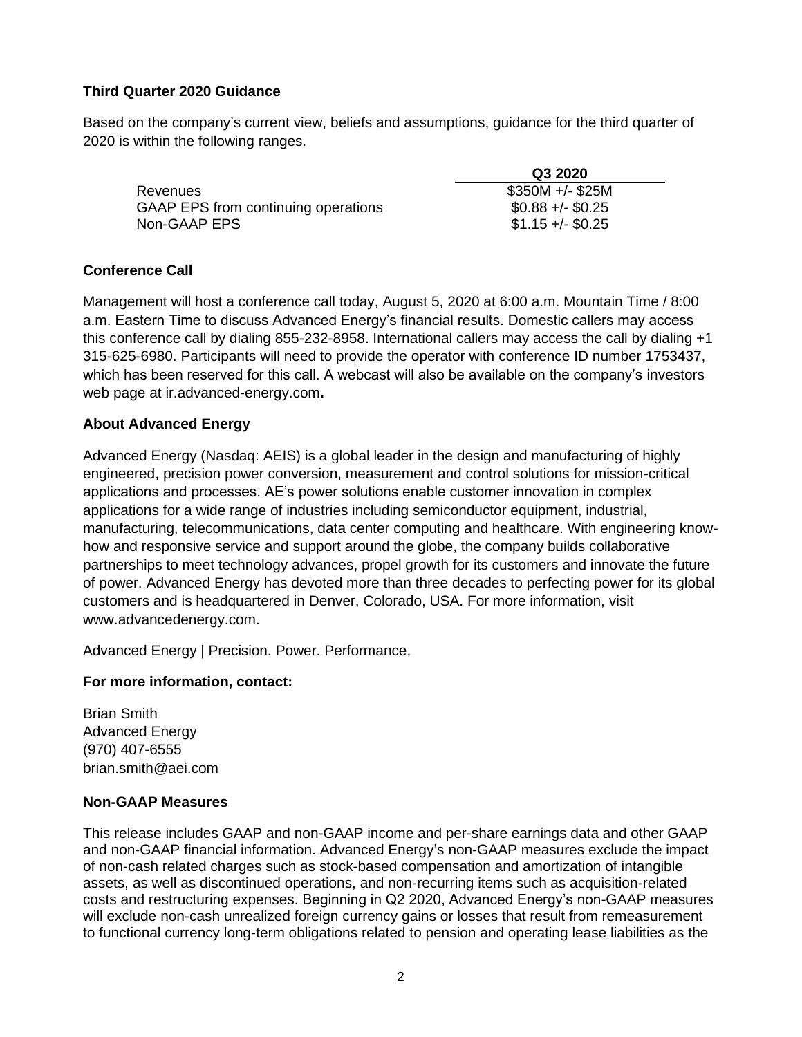**Third Quarter 2020 Guidance**

Based on the company's current view, beliefs and assumptions, guidance for the third quarter of 2020 is within the following ranges.

| | Q3 2020 |
|---|---|
| Revenues | $350M +/- $25M |
| GAAP EPS from continuing operations | $0.88 +/- $0.25 |
| Non-GAAP EPS | $1.15 +/- $0.25 |

**Conference Call**

Management will host a conference call today, August 5, 2020 at 6:00 a.m. Mountain Time / 8:00 a.m. Eastern Time to discuss Advanced Energy's financial results. Domestic callers may access this conference call by dialing 855-232-8958. International callers may access the call by dialing +1 315-625-6980. Participants will need to provide the operator with conference ID number 1753437, which has been reserved for this call. A webcast will also be available on the company's investors web page at ir.advanced-energy.com**.**

**About Advanced Energy**

Advanced Energy (Nasdaq: AEIS) is a global leader in the design and manufacturing of highly engineered, precision power conversion, measurement and control solutions for mission-critical applications and processes. AE's power solutions enable customer innovation in complex applications for a wide range of industries including semiconductor equipment, industrial, manufacturing, telecommunications, data center computing and healthcare. With engineering know-how and responsive service and support around the globe, the company builds collaborative partnerships to meet technology advances, propel growth for its customers and innovate the future of power. Advanced Energy has devoted more than three decades to perfecting power for its global customers and is headquartered in Denver, Colorado, USA. For more information, visit www.advancedenergy.com.

Advanced Energy | Precision. Power. Performance.

**For more information, contact:**

Brian Smith
Advanced Energy
(970) 407-6555
brian.smith@aei.com

**Non-GAAP Measures**

This release includes GAAP and non-GAAP income and per-share earnings data and other GAAP and non-GAAP financial information. Advanced Energy's non-GAAP measures exclude the impact of non-cash related charges such as stock-based compensation and amortization of intangible assets, as well as discontinued operations, and non-recurring items such as acquisition-related costs and restructuring expenses. Beginning in Q2 2020, Advanced Energy's non-GAAP measures will exclude non-cash unrealized foreign currency gains or losses that result from remeasurement to functional currency long-term obligations related to pension and operating lease liabilities as the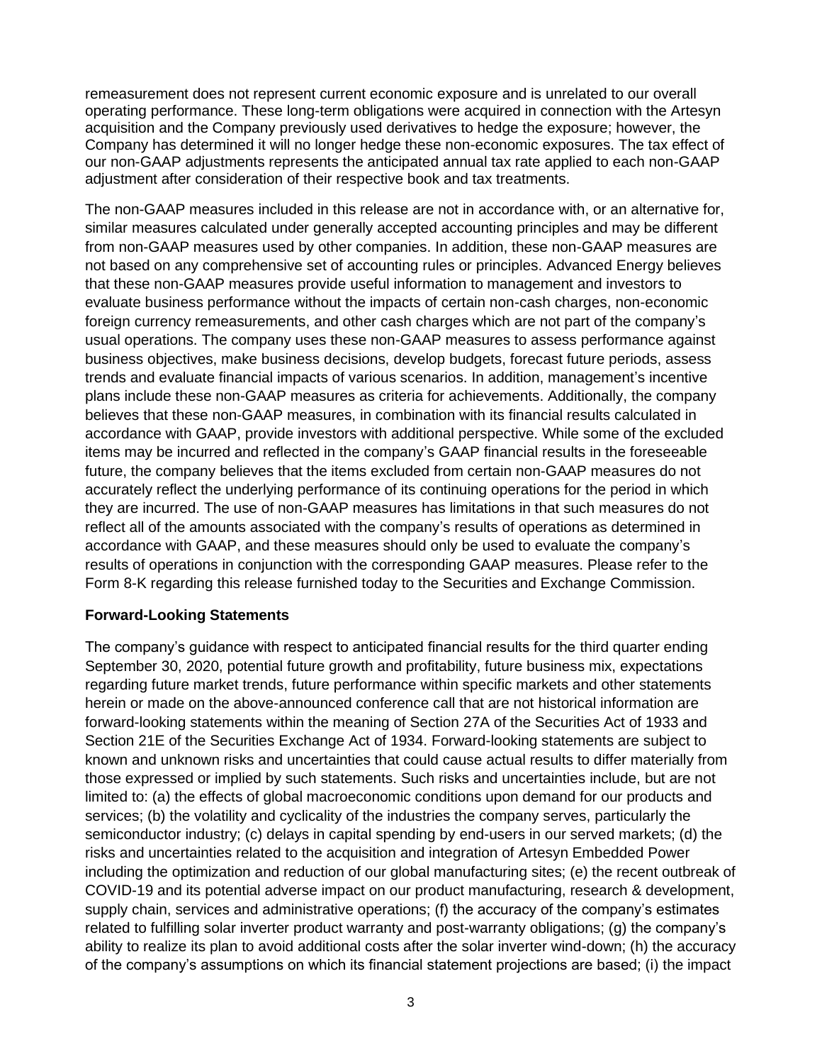remeasurement does not represent current economic exposure and is unrelated to our overall operating performance. These long-term obligations were acquired in connection with the Artesyn acquisition and the Company previously used derivatives to hedge the exposure; however, the Company has determined it will no longer hedge these non-economic exposures. The tax effect of our non-GAAP adjustments represents the anticipated annual tax rate applied to each non-GAAP adjustment after consideration of their respective book and tax treatments.

The non-GAAP measures included in this release are not in accordance with, or an alternative for, similar measures calculated under generally accepted accounting principles and may be different from non-GAAP measures used by other companies. In addition, these non-GAAP measures are not based on any comprehensive set of accounting rules or principles. Advanced Energy believes that these non-GAAP measures provide useful information to management and investors to evaluate business performance without the impacts of certain non-cash charges, non-economic foreign currency remeasurements, and other cash charges which are not part of the company's usual operations. The company uses these non-GAAP measures to assess performance against business objectives, make business decisions, develop budgets, forecast future periods, assess trends and evaluate financial impacts of various scenarios. In addition, management's incentive plans include these non-GAAP measures as criteria for achievements. Additionally, the company believes that these non-GAAP measures, in combination with its financial results calculated in accordance with GAAP, provide investors with additional perspective. While some of the excluded items may be incurred and reflected in the company's GAAP financial results in the foreseeable future, the company believes that the items excluded from certain non-GAAP measures do not accurately reflect the underlying performance of its continuing operations for the period in which they are incurred. The use of non-GAAP measures has limitations in that such measures do not reflect all of the amounts associated with the company's results of operations as determined in accordance with GAAP, and these measures should only be used to evaluate the company's results of operations in conjunction with the corresponding GAAP measures. Please refer to the Form 8-K regarding this release furnished today to the Securities and Exchange Commission.

**Forward-Looking Statements**

The company's guidance with respect to anticipated financial results for the third quarter ending September 30, 2020, potential future growth and profitability, future business mix, expectations regarding future market trends, future performance within specific markets and other statements herein or made on the above-announced conference call that are not historical information are forward-looking statements within the meaning of Section 27A of the Securities Act of 1933 and Section 21E of the Securities Exchange Act of 1934. Forward-looking statements are subject to known and unknown risks and uncertainties that could cause actual results to differ materially from those expressed or implied by such statements. Such risks and uncertainties include, but are not limited to: (a) the effects of global macroeconomic conditions upon demand for our products and services; (b) the volatility and cyclicality of the industries the company serves, particularly the semiconductor industry; (c) delays in capital spending by end-users in our served markets; (d) the risks and uncertainties related to the acquisition and integration of Artesyn Embedded Power including the optimization and reduction of our global manufacturing sites; (e) the recent outbreak of COVID-19 and its potential adverse impact on our product manufacturing, research & development, supply chain, services and administrative operations; (f) the accuracy of the company's estimates related to fulfilling solar inverter product warranty and post-warranty obligations; (g) the company's ability to realize its plan to avoid additional costs after the solar inverter wind-down; (h) the accuracy of the company's assumptions on which its financial statement projections are based; (i) the impact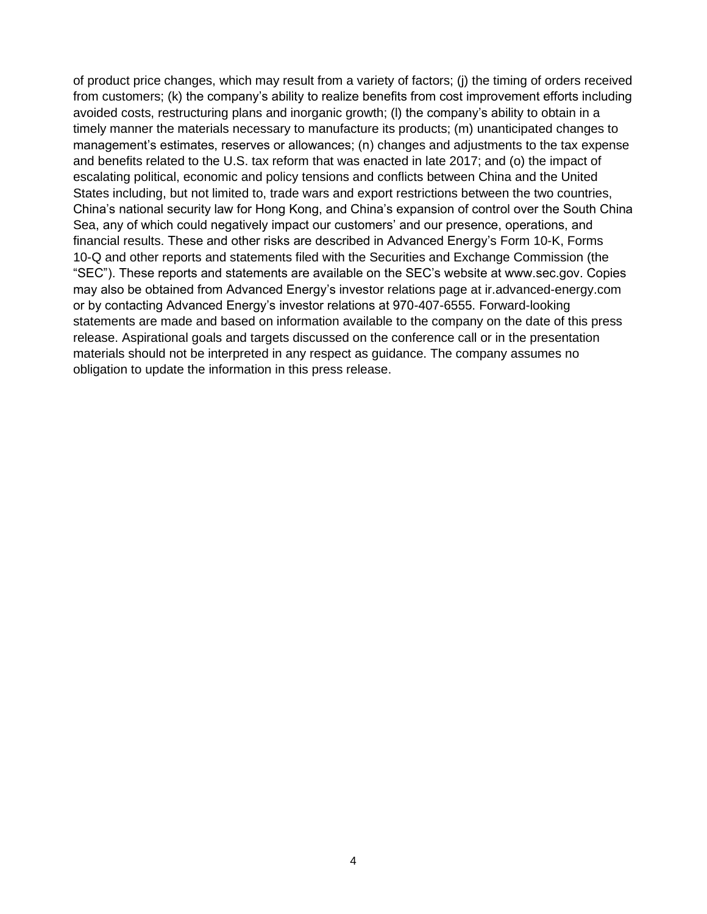of product price changes, which may result from a variety of factors; (j) the timing of orders received from customers; (k) the company's ability to realize benefits from cost improvement efforts including avoided costs, restructuring plans and inorganic growth; (l) the company's ability to obtain in a timely manner the materials necessary to manufacture its products; (m) unanticipated changes to management's estimates, reserves or allowances; (n) changes and adjustments to the tax expense and benefits related to the U.S. tax reform that was enacted in late 2017; and (o) the impact of escalating political, economic and policy tensions and conflicts between China and the United States including, but not limited to, trade wars and export restrictions between the two countries, China's national security law for Hong Kong, and China's expansion of control over the South China Sea, any of which could negatively impact our customers' and our presence, operations, and financial results. These and other risks are described in Advanced Energy's Form 10-K, Forms 10-Q and other reports and statements filed with the Securities and Exchange Commission (the "SEC"). These reports and statements are available on the SEC's website at www.sec.gov. Copies may also be obtained from Advanced Energy's investor relations page at ir.advanced-energy.com or by contacting Advanced Energy's investor relations at 970-407-6555. Forward-looking statements are made and based on information available to the company on the date of this press release. Aspirational goals and targets discussed on the conference call or in the presentation materials should not be interpreted in any respect as guidance. The company assumes no obligation to update the information in this press release.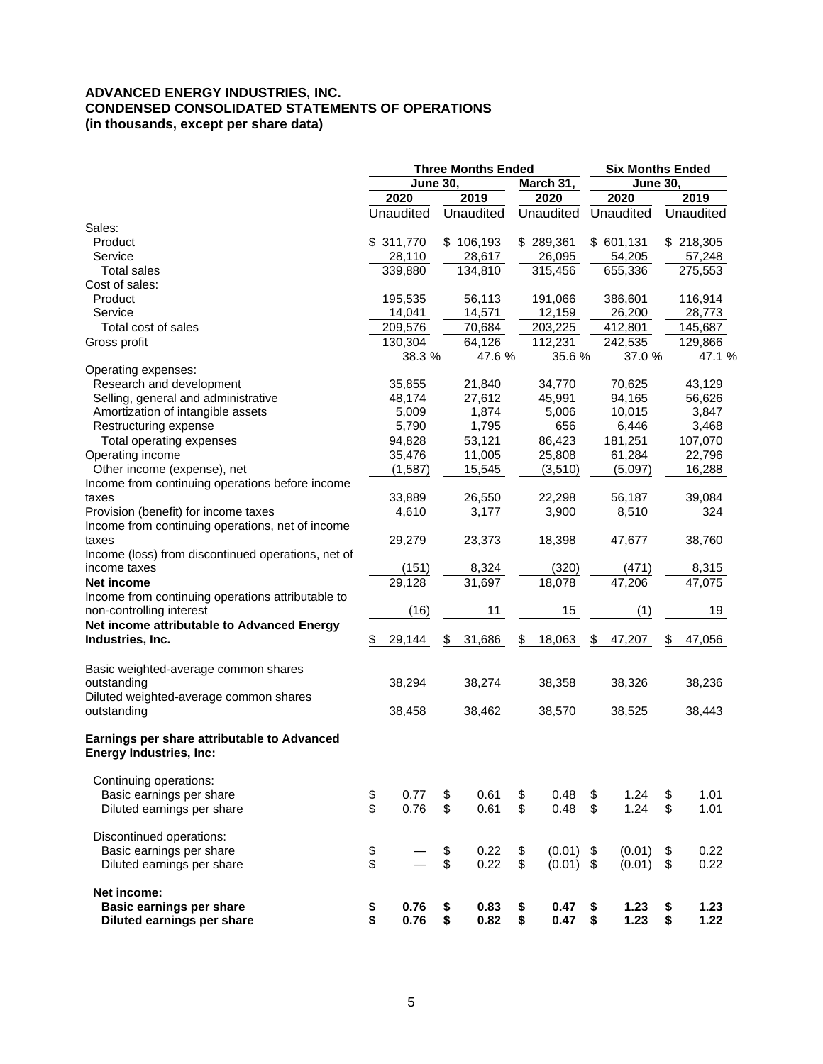**ADVANCED ENERGY INDUSTRIES, INC.**
**CONDENSED CONSOLIDATED STATEMENTS OF OPERATIONS**
**(in thousands, except per share data)**

| | Three Months Ended | | | Six Months Ended | |
|---|---|---|---|---|---|
| | June 30, | | March 31, | June 30, | |
| | 2020 | 2019 | 2020 | 2020 | 2019 |
| | Unaudited | Unaudited | Unaudited | Unaudited | Unaudited |
| Sales: | | | | | |
| Product | $ 311,770 | $ 106,193 | $ 289,361 | $ 601,131 | $ 218,305 |
| Service | 28,110 | 28,617 | 26,095 | 54,205 | 57,248 |
| Total sales | 339,880 | 134,810 | 315,456 | 655,336 | 275,553 |
| Cost of sales: | | | | | |
| Product | 195,535 | 56,113 | 191,066 | 386,601 | 116,914 |
| Service | 14,041 | 14,571 | 12,159 | 26,200 | 28,773 |
| Total cost of sales | 209,576 | 70,684 | 203,225 | 412,801 | 145,687 |
| Gross profit | 130,304 | 64,126 | 112,231 | 242,535 | 129,866 |
| | 38.3 % | 47.6 % | 35.6 % | 37.0 % | 47.1 % |
| Operating expenses: | | | | | |
| Research and development | 35,855 | 21,840 | 34,770 | 70,625 | 43,129 |
| Selling, general and administrative | 48,174 | 27,612 | 45,991 | 94,165 | 56,626 |
| Amortization of intangible assets | 5,009 | 1,874 | 5,006 | 10,015 | 3,847 |
| Restructuring expense | 5,790 | 1,795 | 656 | 6,446 | 3,468 |
| Total operating expenses | 94,828 | 53,121 | 86,423 | 181,251 | 107,070 |
| Operating income | 35,476 | 11,005 | 25,808 | 61,284 | 22,796 |
| Other income (expense), net | (1,587) | 15,545 | (3,510) | (5,097) | 16,288 |
| Income from continuing operations before income taxes | 33,889 | 26,550 | 22,298 | 56,187 | 39,084 |
| Provision (benefit) for income taxes | 4,610 | 3,177 | 3,900 | 8,510 | 324 |
| Income from continuing operations, net of income taxes | 29,279 | 23,373 | 18,398 | 47,677 | 38,760 |
| Income (loss) from discontinued operations, net of income taxes | (151) | 8,324 | (320) | (471) | 8,315 |
| **Net income** | 29,128 | 31,697 | 18,078 | 47,206 | 47,075 |
| Income from continuing operations attributable to non-controlling interest | (16) | 11 | 15 | (1) | 19 |
| **Net income attributable to Advanced Energy Industries, Inc.** | $ 29,144 | $ 31,686 | $ 18,063 | $ 47,207 | $ 47,056 |
| | | | | | |
| Basic weighted-average common shares outstanding | 38,294 | 38,274 | 38,358 | 38,326 | 38,236 |
| Diluted weighted-average common shares outstanding | 38,458 | 38,462 | 38,570 | 38,525 | 38,443 |
| | | | | | |
| **Earnings per share attributable to Advanced Energy Industries, Inc:** | | | | | |
| Continuing operations: | | | | | |
| Basic earnings per share | $ 0.77 | $ 0.61 | $ 0.48 | $ 1.24 | $ 1.01 |
| Diluted earnings per share | $ 0.76 | $ 0.61 | $ 0.48 | $ 1.24 | $ 1.01 |
| Discontinued operations: | | | | | |
| Basic earnings per share | $ — | $ 0.22 | $ (0.01) | $ (0.01) | $ 0.22 |
| Diluted earnings per share | $ — | $ 0.22 | $ (0.01) | $ (0.01) | $ 0.22 |
| **Net income:** | | | | | |
| **Basic earnings per share** | **$ 0.76** | **$ 0.83** | **$ 0.47** | **$ 1.23** | **$ 1.23** |
| **Diluted earnings per share** | **$ 0.76** | **$ 0.82** | **$ 0.47** | **$ 1.23** | **$ 1.22** |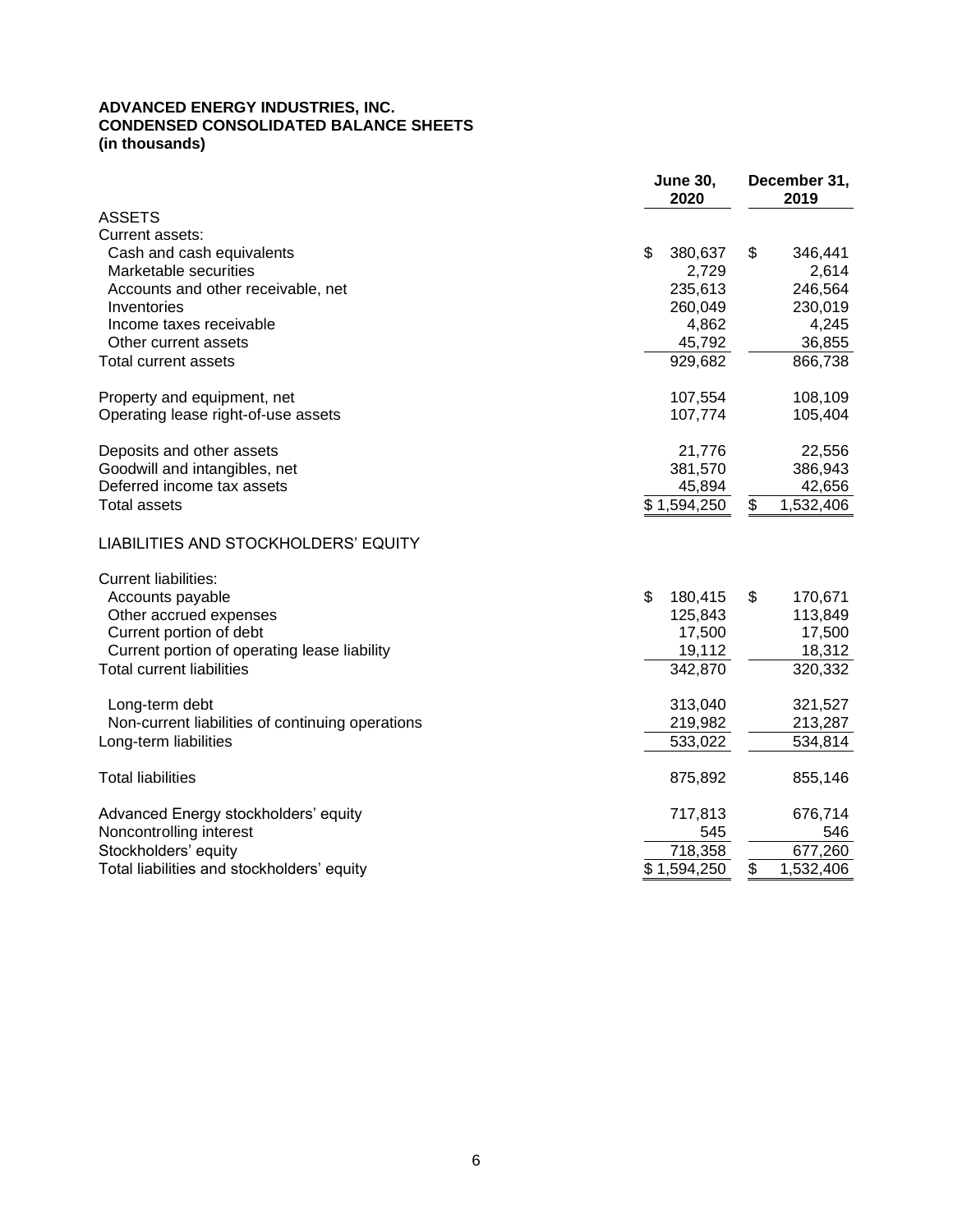**ADVANCED ENERGY INDUSTRIES, INC.**
**CONDENSED CONSOLIDATED BALANCE SHEETS**
**(in thousands)**

| | June 30, 2020 | December 31, 2019 |
|---|---|---|
| ASSETS | | |
| Current assets: | | |
| Cash and cash equivalents | $ 380,637 | $ 346,441 |
| Marketable securities | 2,729 | 2,614 |
| Accounts and other receivable, net | 235,613 | 246,564 |
| Inventories | 260,049 | 230,019 |
| Income taxes receivable | 4,862 | 4,245 |
| Other current assets | 45,792 | 36,855 |
| Total current assets | 929,682 | 866,738 |
| | | |
| Property and equipment, net | 107,554 | 108,109 |
| Operating lease right-of-use assets | 107,774 | 105,404 |
| | | |
| Deposits and other assets | 21,776 | 22,556 |
| Goodwill and intangibles, net | 381,570 | 386,943 |
| Deferred income tax assets | 45,894 | 42,656 |
| Total assets | $ 1,594,250 | $ 1,532,406 |
| | | |
| LIABILITIES AND STOCKHOLDERS' EQUITY | | |
| | | |
| Current liabilities: | | |
| Accounts payable | $ 180,415 | $ 170,671 |
| Other accrued expenses | 125,843 | 113,849 |
| Current portion of debt | 17,500 | 17,500 |
| Current portion of operating lease liability | 19,112 | 18,312 |
| Total current liabilities | 342,870 | 320,332 |
| | | |
| Long-term debt | 313,040 | 321,527 |
| Non-current liabilities of continuing operations | 219,982 | 213,287 |
| Long-term liabilities | 533,022 | 534,814 |
| | | |
| Total liabilities | 875,892 | 855,146 |
| | | |
| Advanced Energy stockholders' equity | 717,813 | 676,714 |
| Noncontrolling interest | 545 | 546 |
| Stockholders' equity | 718,358 | 677,260 |
| Total liabilities and stockholders' equity | $ 1,594,250 | $ 1,532,406 |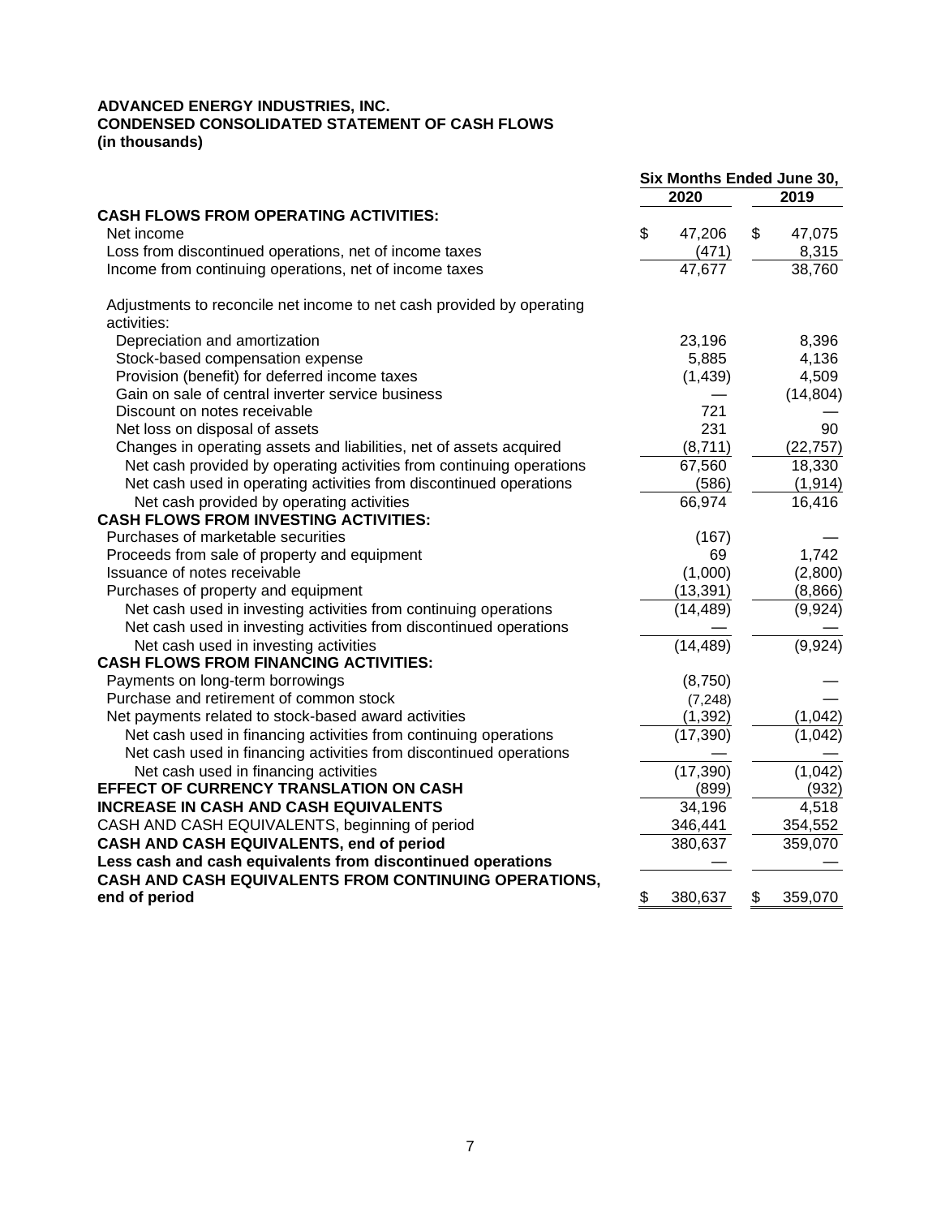**ADVANCED ENERGY INDUSTRIES, INC.**
**CONDENSED CONSOLIDATED STATEMENT OF CASH FLOWS**
**(in thousands)**

| | Six Months Ended June 30, | |
|---|---|---|
| | **2020** | **2019** |
| **CASH FLOWS FROM OPERATING ACTIVITIES:** | | |
| Net income | $ 47,206 | $ 47,075 |
| Loss from discontinued operations, net of income taxes | (471) | 8,315 |
| Income from continuing operations, net of income taxes | 47,677 | 38,760 |
| Adjustments to reconcile net income to net cash provided by operating activities: | | |
| Depreciation and amortization | 23,196 | 8,396 |
| Stock-based compensation expense | 5,885 | 4,136 |
| Provision (benefit) for deferred income taxes | (1,439) | 4,509 |
| Gain on sale of central inverter service business | — | (14,804) |
| Discount on notes receivable | 721 | — |
| Net loss on disposal of assets | 231 | 90 |
| Changes in operating assets and liabilities, net of assets acquired | (8,711) | (22,757) |
| Net cash provided by operating activities from continuing operations | 67,560 | 18,330 |
| Net cash used in operating activities from discontinued operations | (586) | (1,914) |
| Net cash provided by operating activities | 66,974 | 16,416 |
| **CASH FLOWS FROM INVESTING ACTIVITIES:** | | |
| Purchases of marketable securities | (167) | — |
| Proceeds from sale of property and equipment | 69 | 1,742 |
| Issuance of notes receivable | (1,000) | (2,800) |
| Purchases of property and equipment | (13,391) | (8,866) |
| Net cash used in investing activities from continuing operations | (14,489) | (9,924) |
| Net cash used in investing activities from discontinued operations | — | — |
| Net cash used in investing activities | (14,489) | (9,924) |
| **CASH FLOWS FROM FINANCING ACTIVITIES:** | | |
| Payments on long-term borrowings | (8,750) | — |
| Purchase and retirement of common stock | (7,248) | — |
| Net payments related to stock-based award activities | (1,392) | (1,042) |
| Net cash used in financing activities from continuing operations | (17,390) | (1,042) |
| Net cash used in financing activities from discontinued operations | — | — |
| Net cash used in financing activities | (17,390) | (1,042) |
| **EFFECT OF CURRENCY TRANSLATION ON CASH** | (899) | (932) |
| **INCREASE IN CASH AND CASH EQUIVALENTS** | 34,196 | 4,518 |
| CASH AND CASH EQUIVALENTS, beginning of period | 346,441 | 354,552 |
| **CASH AND CASH EQUIVALENTS, end of period** | 380,637 | 359,070 |
| **Less cash and cash equivalents from discontinued operations** | — | — |
| **CASH AND CASH EQUIVALENTS FROM CONTINUING OPERATIONS, end of period** | $ 380,637 | $ 359,070 |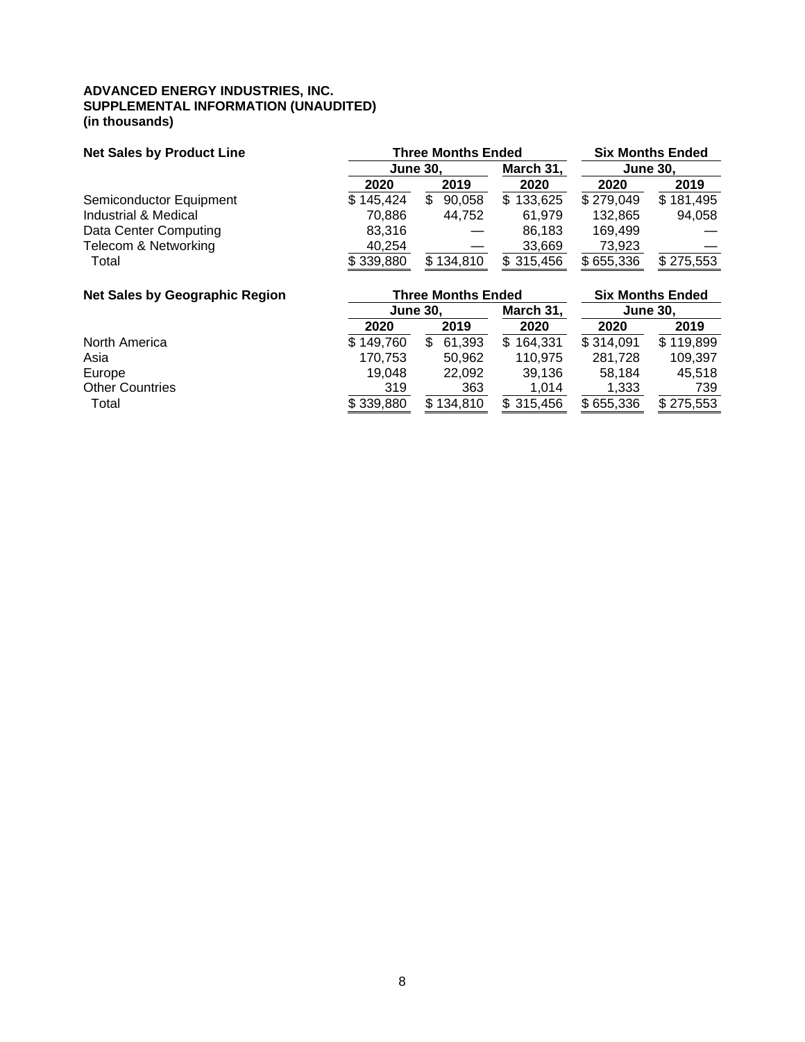**ADVANCED ENERGY INDUSTRIES, INC.**
**SUPPLEMENTAL INFORMATION (UNAUDITED)**
**(in thousands)**

| **Net Sales by Product Line** | **Three Months Ended** | | | **Six Months Ended** | |
|---|---|---|---|---|---|
| | **June 30,** | | **March 31,** | **June 30,** | |
| | **2020** | **2019** | **2020** | **2020** | **2019** |
| Semiconductor Equipment | $ 145,424 | $ 90,058 | $ 133,625 | $ 279,049 | $ 181,495 |
| Industrial & Medical | 70,886 | 44,752 | 61,979 | 132,865 | 94,058 |
| Data Center Computing | 83,316 | — | 86,183 | 169,499 | — |
| Telecom & Networking | 40,254 | — | 33,669 | 73,923 | — |
| Total | $ 339,880 | $ 134,810 | $ 315,456 | $ 655,336 | $ 275,553 |

| **Net Sales by Geographic Region** | **Three Months Ended** | | | **Six Months Ended** | |
|---|---|---|---|---|---|
| | **June 30,** | | **March 31,** | **June 30,** | |
| | **2020** | **2019** | **2020** | **2020** | **2019** |
| North America | $ 149,760 | $ 61,393 | $ 164,331 | $ 314,091 | $ 119,899 |
| Asia | 170,753 | 50,962 | 110,975 | 281,728 | 109,397 |
| Europe | 19,048 | 22,092 | 39,136 | 58,184 | 45,518 |
| Other Countries | 319 | 363 | 1,014 | 1,333 | 739 |
| Total | $ 339,880 | $ 134,810 | $ 315,456 | $ 655,336 | $ 275,553 |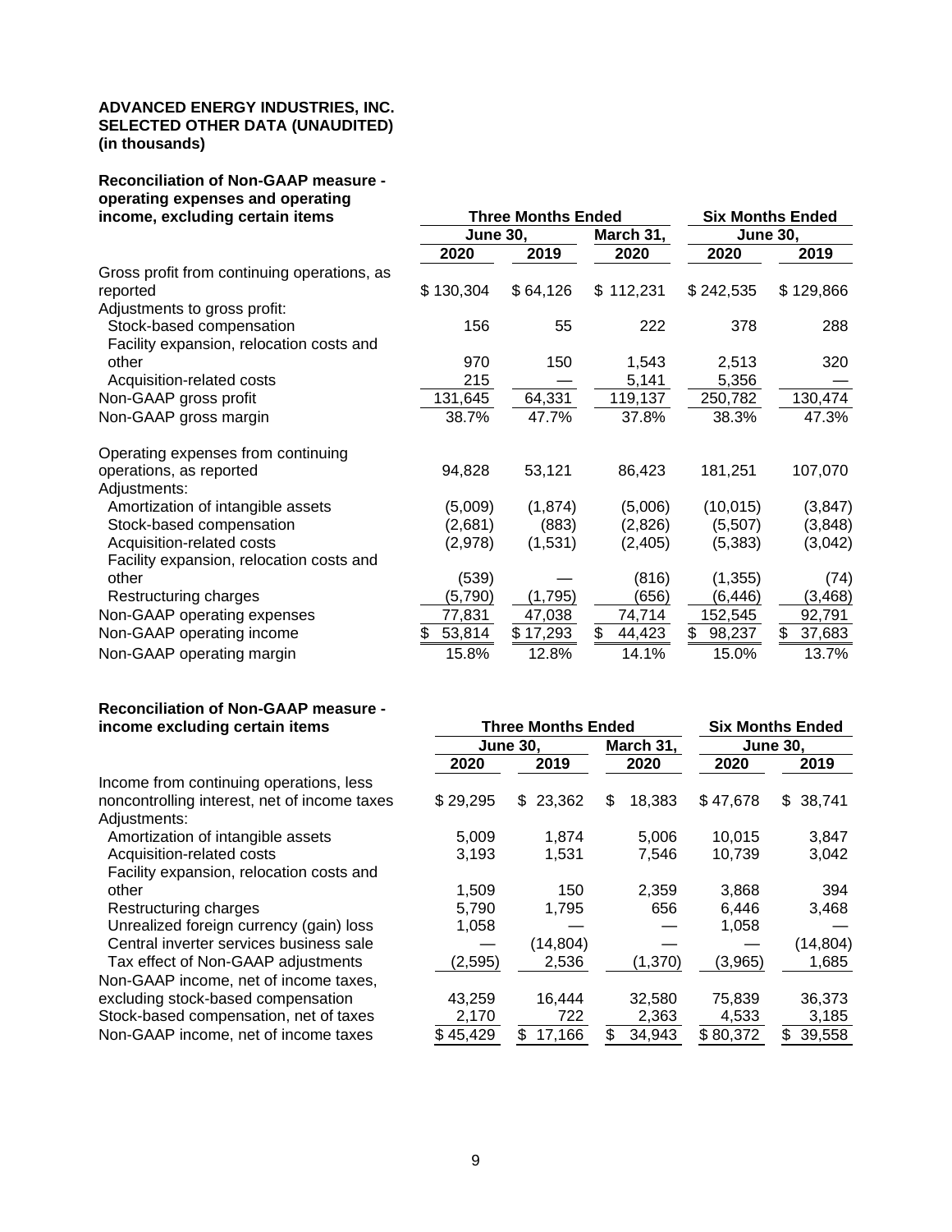**ADVANCED ENERGY INDUSTRIES, INC.**
**SELECTED OTHER DATA (UNAUDITED)**
**(in thousands)**

**Reconciliation of Non-GAAP measure - operating expenses and operating income, excluding certain items**

| | Three Months Ended | | | Six Months Ended | |
|---|---|---|---|---|---|
| | June 30, | | March 31, | June 30, | |
| | 2020 | 2019 | 2020 | 2020 | 2019 |
| Gross profit from continuing operations, as reported | $ 130,304 | $ 64,126 | $ 112,231 | $ 242,535 | $ 129,866 |
| Adjustments to gross profit: | | | | | |
| Stock-based compensation | 156 | 55 | 222 | 378 | 288 |
| Facility expansion, relocation costs and other | 970 | 150 | 1,543 | 2,513 | 320 |
| Acquisition-related costs | 215 | — | 5,141 | 5,356 | — |
| Non-GAAP gross profit | 131,645 | 64,331 | 119,137 | 250,782 | 130,474 |
| Non-GAAP gross margin | 38.7% | 47.7% | 37.8% | 38.3% | 47.3% |
| | | | | | |
| Operating expenses from continuing operations, as reported | 94,828 | 53,121 | 86,423 | 181,251 | 107,070 |
| Adjustments: | | | | | |
| Amortization of intangible assets | (5,009) | (1,874) | (5,006) | (10,015) | (3,847) |
| Stock-based compensation | (2,681) | (883) | (2,826) | (5,507) | (3,848) |
| Acquisition-related costs | (2,978) | (1,531) | (2,405) | (5,383) | (3,042) |
| Facility expansion, relocation costs and other | (539) | — | (816) | (1,355) | (74) |
| Restructuring charges | (5,790) | (1,795) | (656) | (6,446) | (3,468) |
| Non-GAAP operating expenses | 77,831 | 47,038 | 74,714 | 152,545 | 92,791 |
| Non-GAAP operating income | $ 53,814 | $ 17,293 | $ 44,423 | $ 98,237 | $ 37,683 |
| Non-GAAP operating margin | 15.8% | 12.8% | 14.1% | 15.0% | 13.7% |

**Reconciliation of Non-GAAP measure - income excluding certain items**

| | Three Months Ended | | | Six Months Ended | |
|---|---|---|---|---|---|
| | June 30, | | March 31, | June 30, | |
| | 2020 | 2019 | 2020 | 2020 | 2019 |
| Income from continuing operations, less noncontrolling interest, net of income taxes | $ 29,295 | $ 23,362 | $ 18,383 | $ 47,678 | $ 38,741 |
| Adjustments: | | | | | |
| Amortization of intangible assets | 5,009 | 1,874 | 5,006 | 10,015 | 3,847 |
| Acquisition-related costs | 3,193 | 1,531 | 7,546 | 10,739 | 3,042 |
| Facility expansion, relocation costs and other | 1,509 | 150 | 2,359 | 3,868 | 394 |
| Restructuring charges | 5,790 | 1,795 | 656 | 6,446 | 3,468 |
| Unrealized foreign currency (gain) loss | 1,058 | — | — | 1,058 | — |
| Central inverter services business sale | — | (14,804) | — | — | (14,804) |
| Tax effect of Non-GAAP adjustments | (2,595) | 2,536 | (1,370) | (3,965) | 1,685 |
| Non-GAAP income, net of income taxes, excluding stock-based compensation | 43,259 | 16,444 | 32,580 | 75,839 | 36,373 |
| Stock-based compensation, net of taxes | 2,170 | 722 | 2,363 | 4,533 | 3,185 |
| Non-GAAP income, net of income taxes | $ 45,429 | $ 17,166 | $ 34,943 | $ 80,372 | $ 39,558 |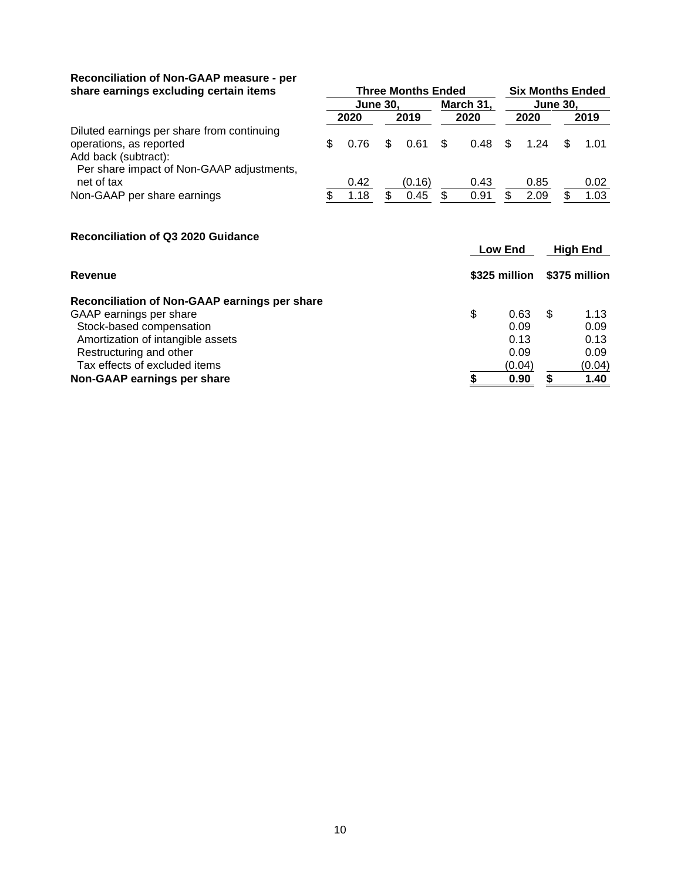**Reconciliation of Non-GAAP measure - per share earnings excluding certain items**

| | Three Months Ended | | | Six Months Ended | |
|---|---|---|---|---|---|
| | June 30, | | March 31, | June 30, | |
| | 2020 | 2019 | 2020 | 2020 | 2019 |
| Diluted earnings per share from continuing operations, as reported | $ 0.76 | $ 0.61 | $ 0.48 | $ 1.24 | $ 1.01 |
| Add back (subtract): | | | | | |
| Per share impact of Non-GAAP adjustments, net of tax | 0.42 | (0.16) | 0.43 | 0.85 | 0.02 |
| Non-GAAP per share earnings | $ 1.18 | $ 0.45 | $ 0.91 | $ 2.09 | $ 1.03 |

**Reconciliation of Q3 2020 Guidance**

| | Low End | High End |
|---|---|---|
| **Revenue** | **$325 million** | **$375 million** |
| **Reconciliation of Non-GAAP earnings per share** | | |
| GAAP earnings per share | $ 0.63 | $ 1.13 |
| Stock-based compensation | 0.09 | 0.09 |
| Amortization of intangible assets | 0.13 | 0.13 |
| Restructuring and other | 0.09 | 0.09 |
| Tax effects of excluded items | (0.04) | (0.04) |
| **Non-GAAP earnings per share** | **$ 0.90** | **$ 1.40** |